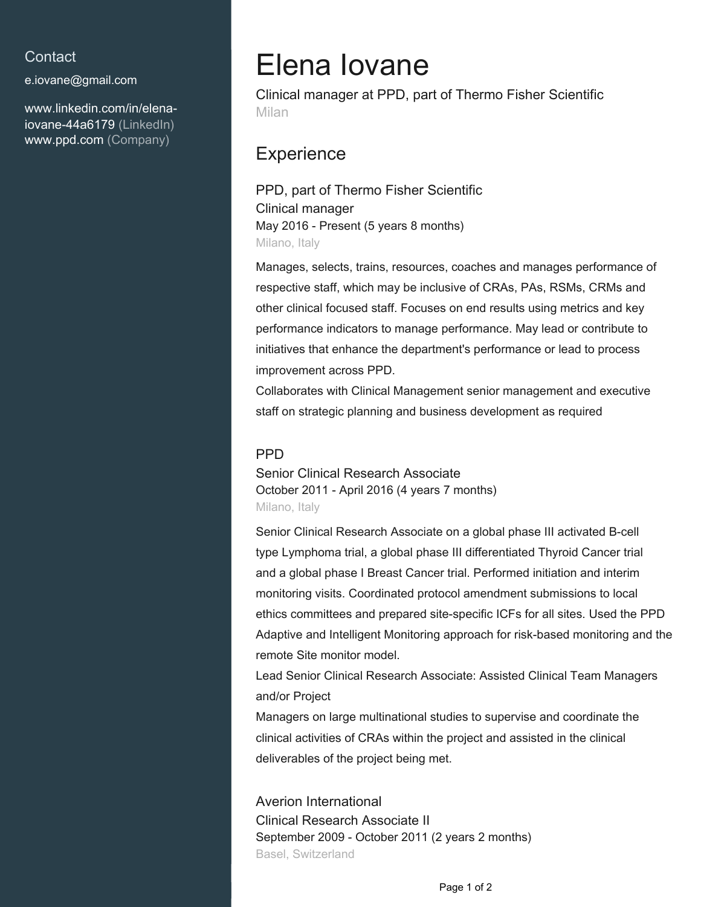## Contact

e.iovane@gmail.com

www.linkedin.com/in/elena-iovane-44a6179 (LinkedIn)
www.ppd.com (Company)

# Elena Iovane

Clinical manager at PPD, part of Thermo Fisher Scientific
Milan

## Experience

### PPD, part of Thermo Fisher Scientific

Clinical manager
May 2016 - Present (5 years 8 months)
Milano, Italy

Manages, selects, trains, resources, coaches and manages performance of respective staff, which may be inclusive of CRAs, PAs, RSMs, CRMs and other clinical focused staff. Focuses on end results using metrics and key performance indicators to manage performance. May lead or contribute to initiatives that enhance the department's performance or lead to process improvement across PPD.
Collaborates with Clinical Management senior management and executive staff on strategic planning and business development as required

### PPD

Senior Clinical Research Associate
October 2011 - April 2016 (4 years 7 months)
Milano, Italy

Senior Clinical Research Associate on a global phase III activated B-cell type Lymphoma trial, a global phase III differentiated Thyroid Cancer trial and a global phase I Breast Cancer trial. Performed initiation and interim monitoring visits. Coordinated protocol amendment submissions to local ethics committees and prepared site-specific ICFs for all sites. Used the PPD Adaptive and Intelligent Monitoring approach for risk-based monitoring and the remote Site monitor model.
Lead Senior Clinical Research Associate: Assisted Clinical Team Managers and/or Project
Managers on large multinational studies to supervise and coordinate the clinical activities of CRAs within the project and assisted in the clinical deliverables of the project being met.

### Averion International

Clinical Research Associate II
September 2009 - October 2011 (2 years 2 months)
Basel, Switzerland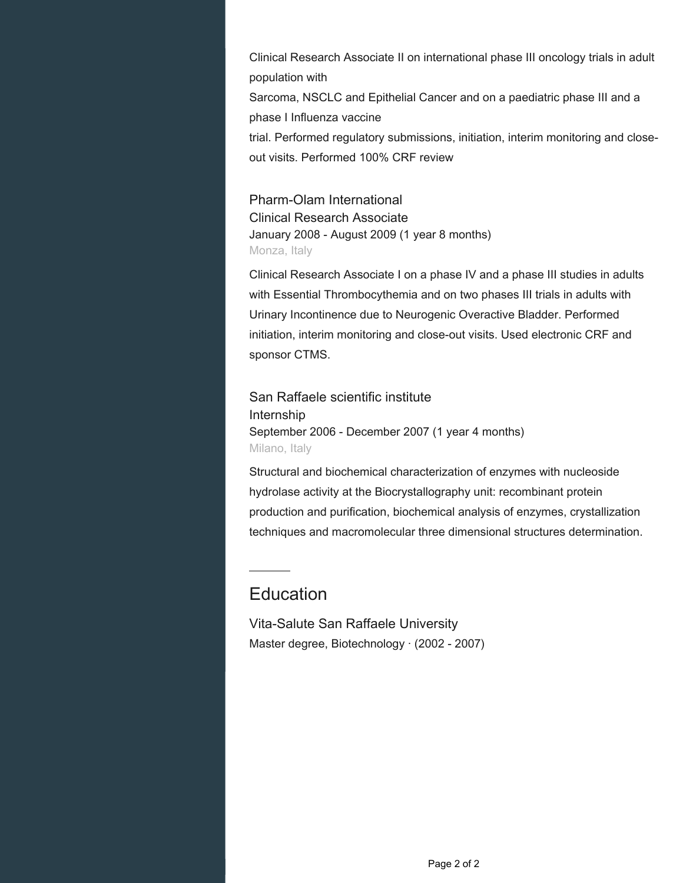Clinical Research Associate II on international phase III oncology trials in adult population with
Sarcoma, NSCLC and Epithelial Cancer and on a paediatric phase III and a phase I Influenza vaccine
trial. Performed regulatory submissions, initiation, interim monitoring and close-out visits. Performed 100% CRF review

### Pharm-Olam International

Clinical Research Associate
January 2008 - August 2009 (1 year 8 months)
Monza, Italy

Clinical Research Associate I on a phase IV and a phase III studies in adults with Essential Thrombocythemia and on two phases III trials in adults with Urinary Incontinence due to Neurogenic Overactive Bladder. Performed initiation, interim monitoring and close-out visits. Used electronic CRF and sponsor CTMS.

### San Raffaele scientific institute

Internship
September 2006 - December 2007 (1 year 4 months)
Milano, Italy

Structural and biochemical characterization of enzymes with nucleoside hydrolase activity at the Biocrystallography unit: recombinant protein production and purification, biochemical analysis of enzymes, crystallization techniques and macromolecular three dimensional structures determination.

## Education

### Vita-Salute San Raffaele University

Master degree, Biotechnology · (2002 - 2007)